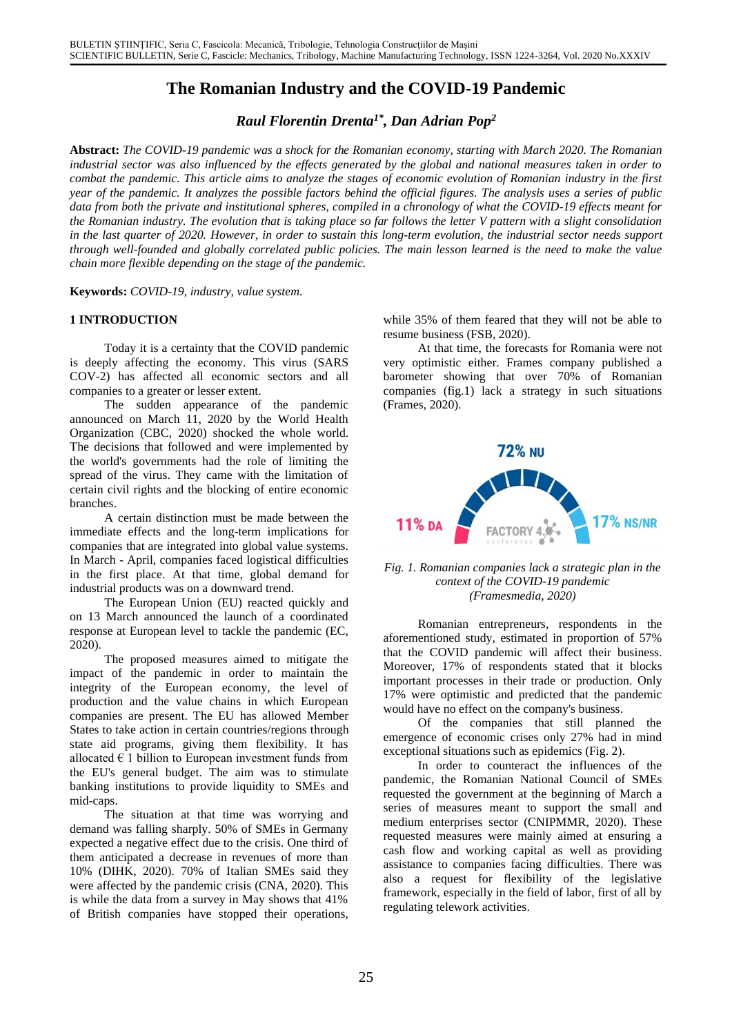# The Romanian Industry and the COVID-19 Pandemic

***Raul Florentin Drenta[1*], Dan Adrian Pop[2]***

**Abstract:** *The COVID-19 pandemic was a shock for the Romanian economy, starting with March 2020. The Romanian industrial sector was also influenced by the effects generated by the global and national measures taken in order to combat the pandemic. This article aims to analyze the stages of economic evolution of Romanian industry in the first year of the pandemic. It analyzes the possible factors behind the official figures. The analysis uses a series of public data from both the private and institutional spheres, compiled in a chronology of what the COVID-19 effects meant for the Romanian industry. The evolution that is taking place so far follows the letter V pattern with a slight consolidation in the last quarter of 2020. However, in order to sustain this long-term evolution, the industrial sector needs support through well-founded and globally correlated public policies. The main lesson learned is the need to make the value chain more flexible depending on the stage of the pandemic.*

**Keywords:** *COVID-19, industry, value system.*

## 1 INTRODUCTION

Today it is a certainty that the COVID pandemic is deeply affecting the economy. This virus (SARS COV-2) has affected all economic sectors and all companies to a greater or lesser extent.

The sudden appearance of the pandemic announced on March 11, 2020 by the World Health Organization (CBC, 2020) shocked the whole world. The decisions that followed and were implemented by the world's governments had the role of limiting the spread of the virus. They came with the limitation of certain civil rights and the blocking of entire economic branches.

A certain distinction must be made between the immediate effects and the long-term implications for companies that are integrated into global value systems. In March - April, companies faced logistical difficulties in the first place. At that time, global demand for industrial products was on a downward trend.

The European Union (EU) reacted quickly and on 13 March announced the launch of a coordinated response at European level to tackle the pandemic (EC, 2020).

The proposed measures aimed to mitigate the impact of the pandemic in order to maintain the integrity of the European economy, the level of production and the value chains in which European companies are present. The EU has allowed Member States to take action in certain countries/regions through state aid programs, giving them flexibility. It has allocated € 1 billion to European investment funds from the EU's general budget. The aim was to stimulate banking institutions to provide liquidity to SMEs and mid-caps.

The situation at that time was worrying and demand was falling sharply. 50% of SMEs in Germany expected a negative effect due to the crisis. One third of them anticipated a decrease in revenues of more than 10% (DIHK, 2020). 70% of Italian SMEs said they were affected by the pandemic crisis (CNA, 2020). This is while the data from a survey in May shows that 41% of British companies have stopped their operations, while 35% of them feared that they will not be able to resume business (FSB, 2020).

At that time, the forecasts for Romania were not very optimistic either. Frames company published a barometer showing that over 70% of Romanian companies (fig.1) lack a strategy in such situations (Frames, 2020).

72% NU

11% DA

17% NS/NR

FACTORY 4.0 conference

*Fig. 1. Romanian companies lack a strategic plan in the context of the COVID-19 pandemic (Framesmedia, 2020)*

Romanian entrepreneurs, respondents in the aforementioned study, estimated in proportion of 57% that the COVID pandemic will affect their business. Moreover, 17% of respondents stated that it blocks important processes in their trade or production. Only 17% were optimistic and predicted that the pandemic would have no effect on the company's business.

Of the companies that still planned the emergence of economic crises only 27% had in mind exceptional situations such as epidemics (Fig. 2).

In order to counteract the influences of the pandemic, the Romanian National Council of SMEs requested the government at the beginning of March a series of measures meant to support the small and medium enterprises sector (CNIPMMR, 2020). These requested measures were mainly aimed at ensuring a cash flow and working capital as well as providing assistance to companies facing difficulties. There was also a request for flexibility of the legislative framework, especially in the field of labor, first of all by regulating telework activities.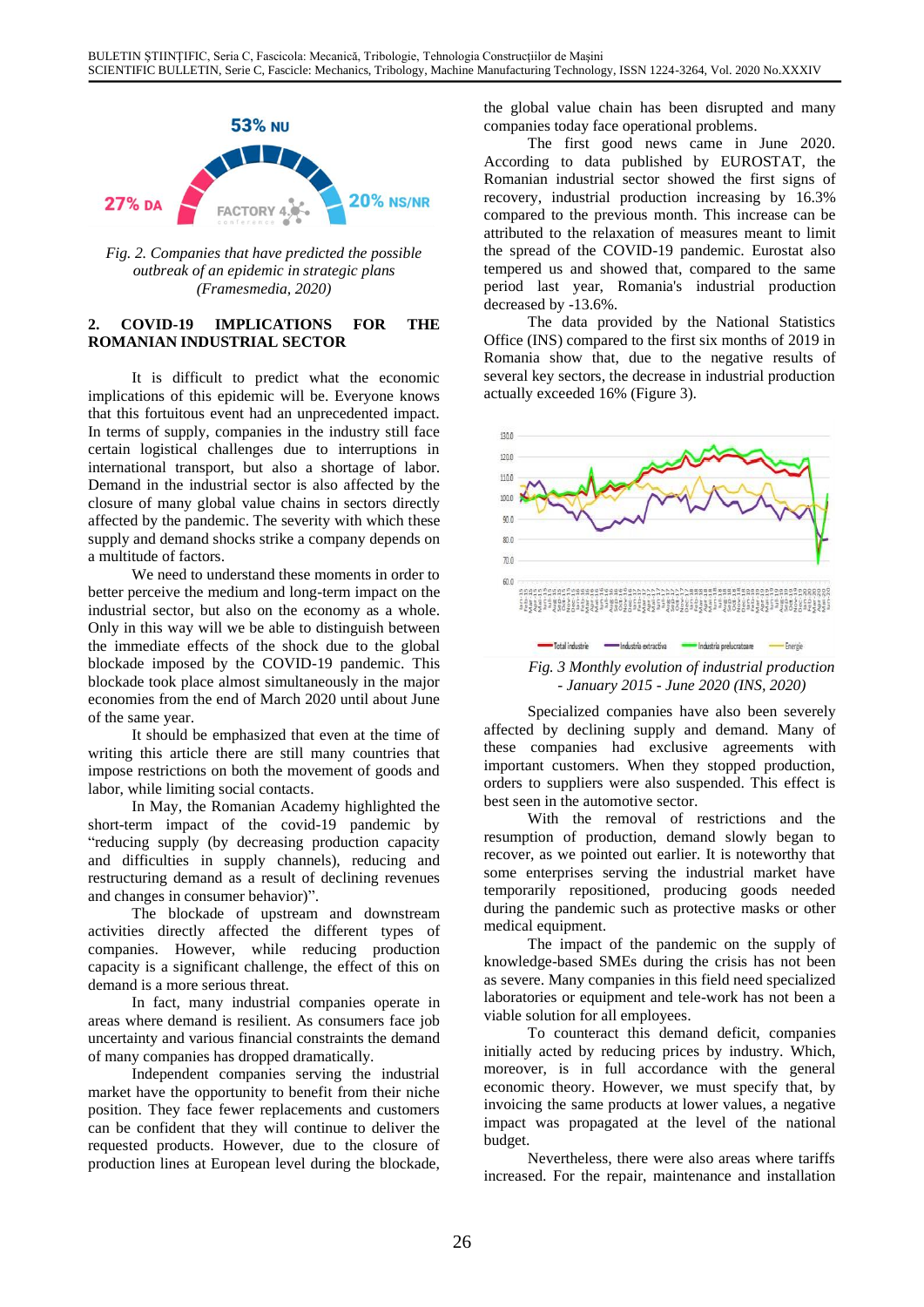*Fig. 2. Companies that have predicted the possible outbreak of an epidemic in strategic plans (Framesmedia, 2020)*

## 2. COVID-19 IMPLICATIONS FOR THE ROMANIAN INDUSTRIAL SECTOR

It is difficult to predict what the economic implications of this epidemic will be. Everyone knows that this fortuitous event had an unprecedented impact. In terms of supply, companies in the industry still face certain logistical challenges due to interruptions in international transport, but also a shortage of labor. Demand in the industrial sector is also affected by the closure of many global value chains in sectors directly affected by the pandemic. The severity with which these supply and demand shocks strike a company depends on a multitude of factors.

We need to understand these moments in order to better perceive the medium and long-term impact on the industrial sector, but also on the economy as a whole. Only in this way will we be able to distinguish between the immediate effects of the shock due to the global blockade imposed by the COVID-19 pandemic. This blockade took place almost simultaneously in the major economies from the end of March 2020 until about June of the same year.

It should be emphasized that even at the time of writing this article there are still many countries that impose restrictions on both the movement of goods and labor, while limiting social contacts.

In May, the Romanian Academy highlighted the short-term impact of the covid-19 pandemic by "reducing supply (by decreasing production capacity and difficulties in supply channels), reducing and restructuring demand as a result of declining revenues and changes in consumer behavior)".

The blockade of upstream and downstream activities directly affected the different types of companies. However, while reducing production capacity is a significant challenge, the effect of this on demand is a more serious threat.

In fact, many industrial companies operate in areas where demand is resilient. As consumers face job uncertainty and various financial constraints the demand of many companies has dropped dramatically.

Independent companies serving the industrial market have the opportunity to benefit from their niche position. They face fewer replacements and customers can be confident that they will continue to deliver the requested products. However, due to the closure of production lines at European level during the blockade, the global value chain has been disrupted and many companies today face operational problems.

The first good news came in June 2020. According to data published by EUROSTAT, the Romanian industrial sector showed the first signs of recovery, industrial production increasing by 16.3% compared to the previous month. This increase can be attributed to the relaxation of measures meant to limit the spread of the COVID-19 pandemic. Eurostat also tempered us and showed that, compared to the same period last year, Romania's industrial production decreased by -13.6%.

The data provided by the National Statistics Office (INS) compared to the first six months of 2019 in Romania show that, due to the negative results of several key sectors, the decrease in industrial production actually exceeded 16% (Figure 3).

*Fig. 3 Monthly evolution of industrial production - January 2015 - June 2020 (INS, 2020)*

Specialized companies have also been severely affected by declining supply and demand. Many of these companies had exclusive agreements with important customers. When they stopped production, orders to suppliers were also suspended. This effect is best seen in the automotive sector.

With the removal of restrictions and the resumption of production, demand slowly began to recover, as we pointed out earlier. It is noteworthy that some enterprises serving the industrial market have temporarily repositioned, producing goods needed during the pandemic such as protective masks or other medical equipment.

The impact of the pandemic on the supply of knowledge-based SMEs during the crisis has not been as severe. Many companies in this field need specialized laboratories or equipment and tele-work has not been a viable solution for all employees.

To counteract this demand deficit, companies initially acted by reducing prices by industry. Which, moreover, is in full accordance with the general economic theory. However, we must specify that, by invoicing the same products at lower values, a negative impact was propagated at the level of the national budget.

Nevertheless, there were also areas where tariffs increased. For the repair, maintenance and installation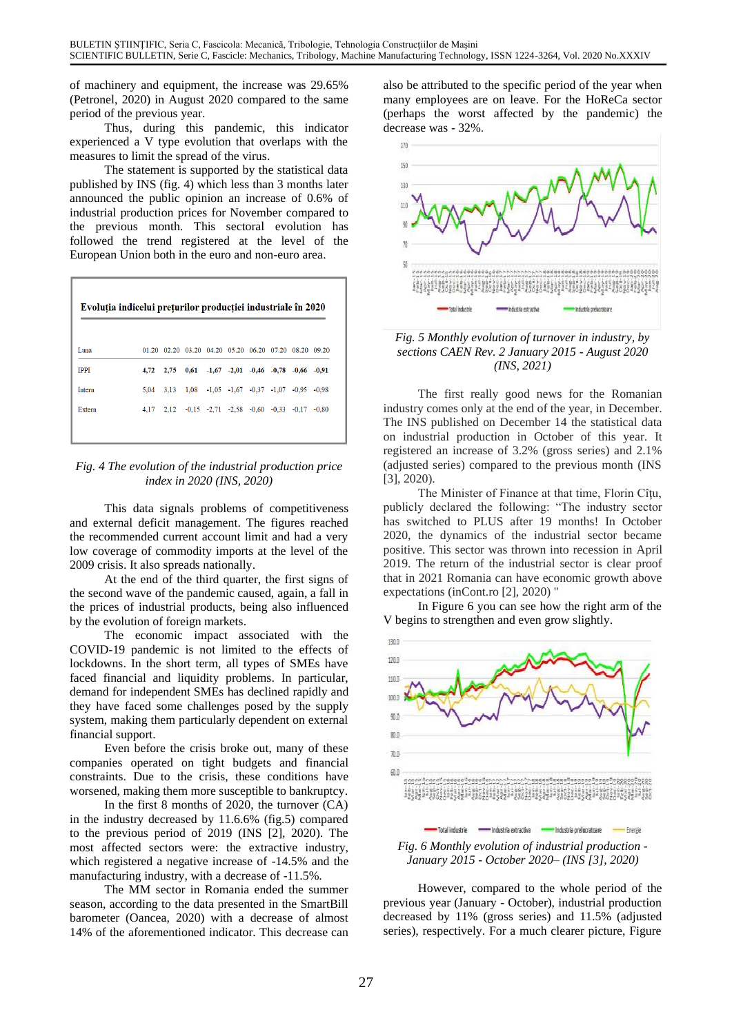of machinery and equipment, the increase was 29.65% (Petronel, 2020) in August 2020 compared to the same period of the previous year.

Thus, during this pandemic, this indicator experienced a V type evolution that overlaps with the measures to limit the spread of the virus.

The statement is supported by the statistical data published by INS (fig. 4) which less than 3 months later announced the public opinion an increase of 0.6% of industrial production prices for November compared to the previous month. This sectoral evolution has followed the trend registered at the level of the European Union both in the euro and non-euro area.

**Evoluția indicelui prețurilor producției industriale în 2020**

| Luna | 01.20 | 02.20 | 03.20 | 04.20 | 05.20 | 06.20 | 07.20 | 08.20 | 09.20 |
|---|---|---|---|---|---|---|---|---|---|
| IPPI | **4,72** | **2,75** | **0,61** | **-1,67** | **-2,01** | **-0,46** | **-0,78** | **-0,66** | **-0,91** |
| Intern | 5,04 | 3,13 | 1,08 | -1,05 | -1,67 | -0,37 | -1,07 | -0,95 | -0,98 |
| Extern | 4,17 | 2,12 | -0,15 | -2,71 | -2,58 | -0,60 | -0,33 | -0,17 | -0,80 |

*Fig. 4 The evolution of the industrial production price index in 2020 (INS, 2020)*

This data signals problems of competitiveness and external deficit management. The figures reached the recommended current account limit and had a very low coverage of commodity imports at the level of the 2009 crisis. It also spreads nationally.

At the end of the third quarter, the first signs of the second wave of the pandemic caused, again, a fall in the prices of industrial products, being also influenced by the evolution of foreign markets.

The economic impact associated with the COVID-19 pandemic is not limited to the effects of lockdowns. In the short term, all types of SMEs have faced financial and liquidity problems. In particular, demand for independent SMEs has declined rapidly and they have faced some challenges posed by the supply system, making them particularly dependent on external financial support.

Even before the crisis broke out, many of these companies operated on tight budgets and financial constraints. Due to the crisis, these conditions have worsened, making them more susceptible to bankruptcy.

In the first 8 months of 2020, the turnover (CA) in the industry decreased by 11.6.6% (fig.5) compared to the previous period of 2019 (INS [2], 2020). The most affected sectors were: the extractive industry, which registered a negative increase of -14.5% and the manufacturing industry, with a decrease of -11.5%.

The MM sector in Romania ended the summer season, according to the data presented in the SmartBill barometer (Oancea, 2020) with a decrease of almost 14% of the aforementioned indicator. This decrease can also be attributed to the specific period of the year when many employees are on leave. For the HoReCa sector (perhaps the worst affected by the pandemic) the decrease was - 32%.

*Fig. 5 Monthly evolution of turnover in industry, by sections CAEN Rev. 2 January 2015 - August 2020 (INS, 2021)*

The first really good news for the Romanian industry comes only at the end of the year, in December. The INS published on December 14 the statistical data on industrial production in October of this year. It registered an increase of 3.2% (gross series) and 2.1% (adjusted series) compared to the previous month (INS [3], 2020).

The Minister of Finance at that time, Florin Cîțu, publicly declared the following: "The industry sector has switched to PLUS after 19 months! In October 2020, the dynamics of the industrial sector became positive. This sector was thrown into recession in April 2019. The return of the industrial sector is clear proof that in 2021 Romania can have economic growth above expectations (inCont.ro [2], 2020) "

In Figure 6 you can see how the right arm of the V begins to strengthen and even grow slightly.

*Fig. 6 Monthly evolution of industrial production - January 2015 - October 2020– (INS [3], 2020)*

However, compared to the whole period of the previous year (January - October), industrial production decreased by 11% (gross series) and 11.5% (adjusted series), respectively. For a much clearer picture, Figure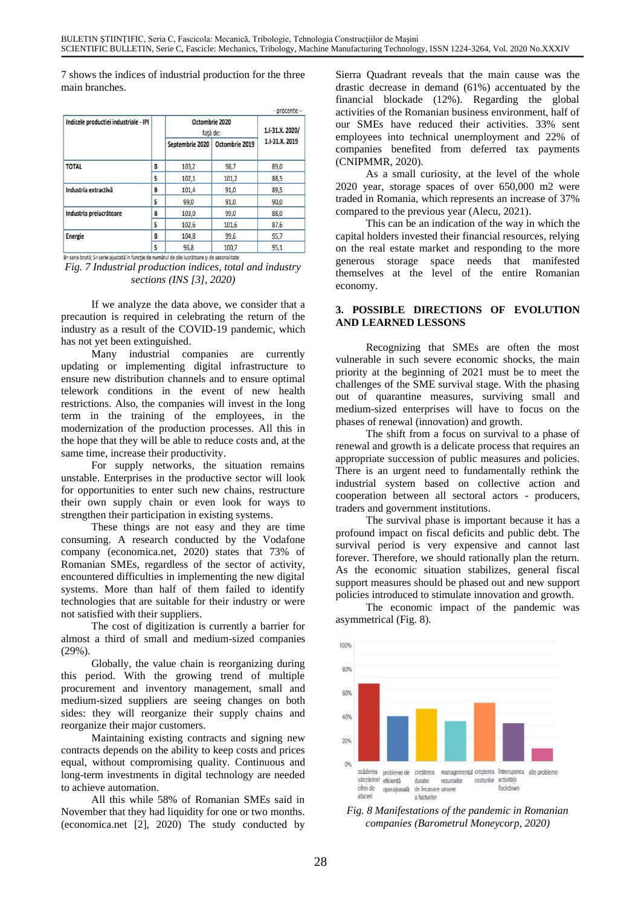7 shows the indices of industrial production for the three main branches.

- procente -

| Indicele producției industriale - IPI | | Octombrie 2020 față de: | | 1.I-31.X. 2020/ 1.I-31.X. 2019 |
|---|---|---|---|---|
| | | Septembrie 2020 | Octombrie 2019 | |
| TOTAL | B | 103,2 | 98,7 | 89,0 |
| | S | 102,1 | 101,2 | 88,5 |
| Industria extractivă | B | 101,4 | 91,0 | 89,5 |
| | S | 99,0 | 91,0 | 90,0 |
| Industria prelucrătoare | B | 103,0 | 99,0 | 88,0 |
| | S | 102,6 | 101,6 | 87,6 |
| Energie | B | 104,8 | 99,6 | 95,7 |
| | S | 96,8 | 100,7 | 95,1 |

B= serie brută; S= serie ajustată în funcție de numărul de zile lucrătoare și de sezonalitate

*Fig. 7 Industrial production indices, total and industry sections (INS [3], 2020)*

If we analyze the data above, we consider that a precaution is required in celebrating the return of the industry as a result of the COVID-19 pandemic, which has not yet been extinguished.

Many industrial companies are currently updating or implementing digital infrastructure to ensure new distribution channels and to ensure optimal telework conditions in the event of new health restrictions. Also, the companies will invest in the long term in the training of the employees, in the modernization of the production processes. All this in the hope that they will be able to reduce costs and, at the same time, increase their productivity.

For supply networks, the situation remains unstable. Enterprises in the productive sector will look for opportunities to enter such new chains, restructure their own supply chain or even look for ways to strengthen their participation in existing systems.

These things are not easy and they are time consuming. A research conducted by the Vodafone company (economica.net, 2020) states that 73% of Romanian SMEs, regardless of the sector of activity, encountered difficulties in implementing the new digital systems. More than half of them failed to identify technologies that are suitable for their industry or were not satisfied with their suppliers.

The cost of digitization is currently a barrier for almost a third of small and medium-sized companies (29%).

Globally, the value chain is reorganizing during this period. With the growing trend of multiple procurement and inventory management, small and medium-sized suppliers are seeing changes on both sides: they will reorganize their supply chains and reorganize their major customers.

Maintaining existing contracts and signing new contracts depends on the ability to keep costs and prices equal, without compromising quality. Continuous and long-term investments in digital technology are needed to achieve automation.

All this while 58% of Romanian SMEs said in November that they had liquidity for one or two months. (economica.net [2], 2020) The study conducted by Sierra Quadrant reveals that the main cause was the drastic decrease in demand (61%) accentuated by the financial blockade (12%). Regarding the global activities of the Romanian business environment, half of our SMEs have reduced their activities. 33% sent employees into technical unemployment and 22% of companies benefited from deferred tax payments (CNIPMMR, 2020).

As a small curiosity, at the level of the whole 2020 year, storage spaces of over 650,000 m2 were traded in Romania, which represents an increase of 37% compared to the previous year (Alecu, 2021).

This can be an indication of the way in which the capital holders invested their financial resources, relying on the real estate market and responding to the more generous storage space needs that manifested themselves at the level of the entire Romanian economy.

## 3. POSSIBLE DIRECTIONS OF EVOLUTION AND LEARNED LESSONS

Recognizing that SMEs are often the most vulnerable in such severe economic shocks, the main priority at the beginning of 2021 must be to meet the challenges of the SME survival stage. With the phasing out of quarantine measures, surviving small and medium-sized enterprises will have to focus on the phases of renewal (innovation) and growth.

The shift from a focus on survival to a phase of renewal and growth is a delicate process that requires an appropriate succession of public measures and policies. There is an urgent need to fundamentally rethink the industrial system based on collective action and cooperation between all sectoral actors - producers, traders and government institutions.

The survival phase is important because it has a profound impact on fiscal deficits and public debt. The survival period is very expensive and cannot last forever. Therefore, we should rationally plan the return. As the economic situation stabilizes, general fiscal support measures should be phased out and new support policies introduced to stimulate innovation and growth.

The economic impact of the pandemic was asymmetrical (Fig. 8).

*Fig. 8 Manifestations of the pandemic in Romanian companies (Barometrul Moneycorp, 2020)*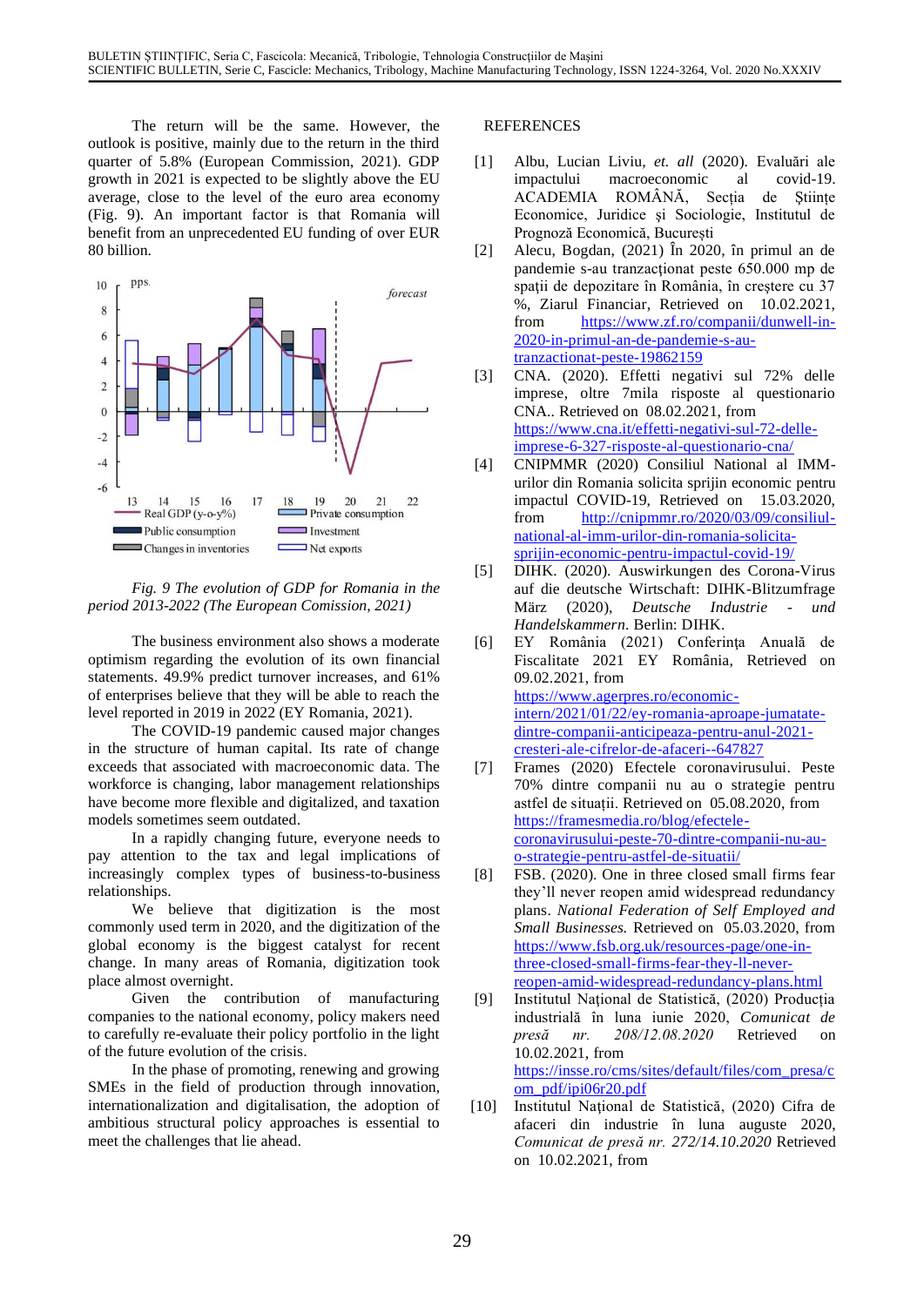The return will be the same. However, the outlook is positive, mainly due to the return in the third quarter of 5.8% (European Commission, 2021). GDP growth in 2021 is expected to be slightly above the EU average, close to the level of the euro area economy (Fig. 9). An important factor is that Romania will benefit from an unprecedented EU funding of over EUR 80 billion.

*Fig. 9 The evolution of GDP for Romania in the period 2013-2022 (The European Comission, 2021)*

The business environment also shows a moderate optimism regarding the evolution of its own financial statements. 49.9% predict turnover increases, and 61% of enterprises believe that they will be able to reach the level reported in 2019 in 2022 (EY Romania, 2021).

The COVID-19 pandemic caused major changes in the structure of human capital. Its rate of change exceeds that associated with macroeconomic data. The workforce is changing, labor management relationships have become more flexible and digitalized, and taxation models sometimes seem outdated.

In a rapidly changing future, everyone needs to pay attention to the tax and legal implications of increasingly complex types of business-to-business relationships.

We believe that digitization is the most commonly used term in 2020, and the digitization of the global economy is the biggest catalyst for recent change. In many areas of Romania, digitization took place almost overnight.

Given the contribution of manufacturing companies to the national economy, policy makers need to carefully re-evaluate their policy portfolio in the light of the future evolution of the crisis.

In the phase of promoting, renewing and growing SMEs in the field of production through innovation, internationalization and digitalisation, the adoption of ambitious structural policy approaches is essential to meet the challenges that lie ahead.

## REFERENCES

[1] Albu, Lucian Liviu, *et. all* (2020). Evaluări ale impactului macroeconomic al covid-19. ACADEMIA ROMÂNĂ, Secția de Științe Economice, Juridice și Sociologie, Institutul de Prognoză Economică, București

[2] Alecu, Bogdan, (2021) În 2020, în primul an de pandemie s-au tranzacționat peste 650.000 mp de spații de depozitare în România, în creștere cu 37 %, Ziarul Financiar, Retrieved on 10.02.2021, from https://www.zf.ro/companii/dunwell-in-2020-in-primul-an-de-pandemie-s-au-tranzactionat-peste-19862159

[3] CNA. (2020). Effetti negativi sul 72% delle imprese, oltre 7mila risposte al questionario CNA.. Retrieved on 08.02.2021, from https://www.cna.it/effetti-negativi-sul-72-delle-imprese-6-327-risposte-al-questionario-cna/

[4] CNIPMMR (2020) Consiliul National al IMM-urilor din Romania solicita sprijin economic pentru impactul COVID-19, Retrieved on 15.03.2020, from http://cnipmmr.ro/2020/03/09/consiliul-national-al-imm-urilor-din-romania-solicita-sprijin-economic-pentru-impactul-covid-19/

[5] DIHK. (2020). Auswirkungen des Corona-Virus auf die deutsche Wirtschaft: DIHK-Blitzumfrage März (2020), *Deutsche Industrie - und Handelskammern*. Berlin: DIHK.

[6] EY România (2021) Conferința Anuală de Fiscalitate 2021 EY România, Retrieved on 09.02.2021, from https://www.agerpres.ro/economic-intern/2021/01/22/ey-romania-aproape-jumatate-dintre-companii-anticipeaza-pentru-anul-2021-cresteri-ale-cifrelor-de-afaceri--647827

[7] Frames (2020) Efectele coronavirusului. Peste 70% dintre companii nu au o strategie pentru astfel de situații. Retrieved on 05.08.2020, from https://framesmedia.ro/blog/efectele-coronavirusului-peste-70-dintre-companii-nu-au-o-strategie-pentru-astfel-de-situatii/

[8] FSB. (2020). One in three closed small firms fear they'll never reopen amid widespread redundancy plans. *National Federation of Self Employed and Small Businesses.* Retrieved on 05.03.2020, from https://www.fsb.org.uk/resources-page/one-in-three-closed-small-firms-fear-they-ll-never-reopen-amid-widespread-redundancy-plans.html

[9] Institutul Național de Statistică, (2020) Producția industrială în luna iunie 2020, *Comunicat de presă nr. 208/12.08.2020* Retrieved on 10.02.2021, from https://insse.ro/cms/sites/default/files/com_presa/com_pdf/ipi06r20.pdf

[10] Institutul Național de Statistică, (2020) Cifra de afaceri din industrie în luna auguste 2020, *Comunicat de presă nr. 272/14.10.2020* Retrieved on 10.02.2021, from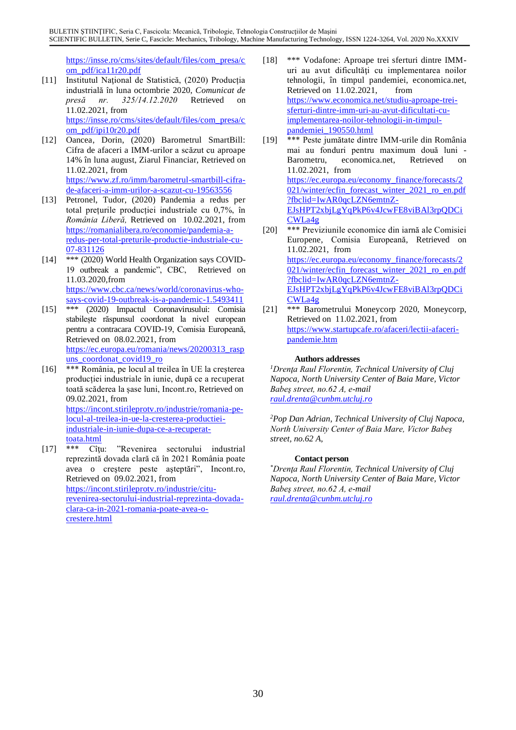https://insse.ro/cms/sites/default/files/com_presa/com_pdf/ica11r20.pdf

[11] Institutul Național de Statistică, (2020) Producția industrială în luna octombrie 2020, *Comunicat de presă nr. 325/14.12.2020* Retrieved on 11.02.2021, from https://insse.ro/cms/sites/default/files/com_presa/com_pdf/ipi10r20.pdf

[12] Oancea, Dorin, (2020) Barometrul SmartBill: Cifra de afaceri a IMM-urilor a scăzut cu aproape 14% în luna august, Ziarul Financiar, Retrieved on 11.02.2021, from https://www.zf.ro/imm/barometrul-smartbill-cifra-de-afaceri-a-imm-urilor-a-scazut-cu-19563556

[13] Petronel, Tudor, (2020) Pandemia a redus per total prețurile producției industriale cu 0,7%, în *România Liberă,* Retrieved on 10.02.2021, from https://romanialibera.ro/economie/pandemia-a-redus-per-total-preturile-productie-industriale-cu-07-831126

[14] *** (2020) World Health Organization says COVID-19 outbreak a pandemic", CBC, Retrieved on 11.03.2020,from https://www.cbc.ca/news/world/coronavirus-who-says-covid-19-outbreak-is-a-pandemic-1.5493411

[15] *** (2020) Impactul Coronavirusului: Comisia stabilește răspunsul coordonat la nivel european pentru a contracara COVID-19, Comisia Europeană, Retrieved on 08.02.2021, from https://ec.europa.eu/romania/news/20200313_raspuns_coordonat_covid19_ro

[16] *** România, pe locul al treilea în UE la creșterea producției industriale în iunie, după ce a recuperat toată scăderea la șase luni, Incont.ro, Retrieved on 09.02.2021, from https://incont.stirileprotv.ro/industrie/romania-pe-locul-al-treilea-in-ue-la-cresterea-productiei-industriale-in-iunie-dupa-ce-a-recuperat-toata.html

[17] *** Cîțu: "Revenirea sectorului industrial reprezintă dovada clară că în 2021 România poate avea o creștere peste așteptări", Incont.ro, Retrieved on 09.02.2021, from https://incont.stirileprotv.ro/industrie/citu-revenirea-sectorului-industrial-reprezinta-dovada-clara-ca-in-2021-romania-poate-avea-o-crestere.html

[18] *** Vodafone: Aproape trei sferturi dintre IMM-uri au avut dificultăți cu implementarea noilor tehnologii, în timpul pandemiei, economica.net, Retrieved on 11.02.2021, from https://www.economica.net/studiu-aproape-trei-sferturi-dintre-imm-uri-au-avut-dificultati-cu-implementarea-noilor-tehnologii-in-timpul-pandemiei_190550.html

[19] *** Peste jumătate dintre IMM-urile din România mai au fonduri pentru maximum două luni - Barometru, economica.net, Retrieved on 11.02.2021, from https://ec.europa.eu/economy_finance/forecasts/2021/winter/ecfin_forecast_winter_2021_ro_en.pdf?fbclid=IwAR0qcLZN6emtnZ-EJsHPT2xbjLgYqPkP6v4JcwFE8viBAl3rpQDCiCWLa4g

[20] *** Previziunile economice din iarnă ale Comisiei Europene, Comisia Europeană, Retrieved on 11.02.2021, from https://ec.europa.eu/economy_finance/forecasts/2021/winter/ecfin_forecast_winter_2021_ro_en.pdf?fbclid=IwAR0qcLZN6emtnZ-EJsHPT2xbjLgYqPkP6v4JcwFE8viBAl3rpQDCiCWLa4g

[21] *** Barometrului Moneycorp 2020, Moneycorp, Retrieved on 11.02.2021, from https://www.startupcafe.ro/afaceri/lectii-afaceri-pandemie.htm

**Authors addresses**

*[1]Drența Raul Florentin, Technical University of Cluj Napoca, North University Center of Baia Mare, Victor Babeș street, no.62 A, e-mail raul.drenta@cunbm.utcluj.ro*

*[2]Pop Dan Adrian, Technical University of Cluj Napoca, North University Center of Baia Mare, Victor Babeș street, no.62 A,*

**Contact person**

*[*]Drența Raul Florentin, Technical University of Cluj Napoca, North University Center of Baia Mare, Victor Babeș street, no.62 A, e-mail raul.drenta@cunbm.utcluj.ro*